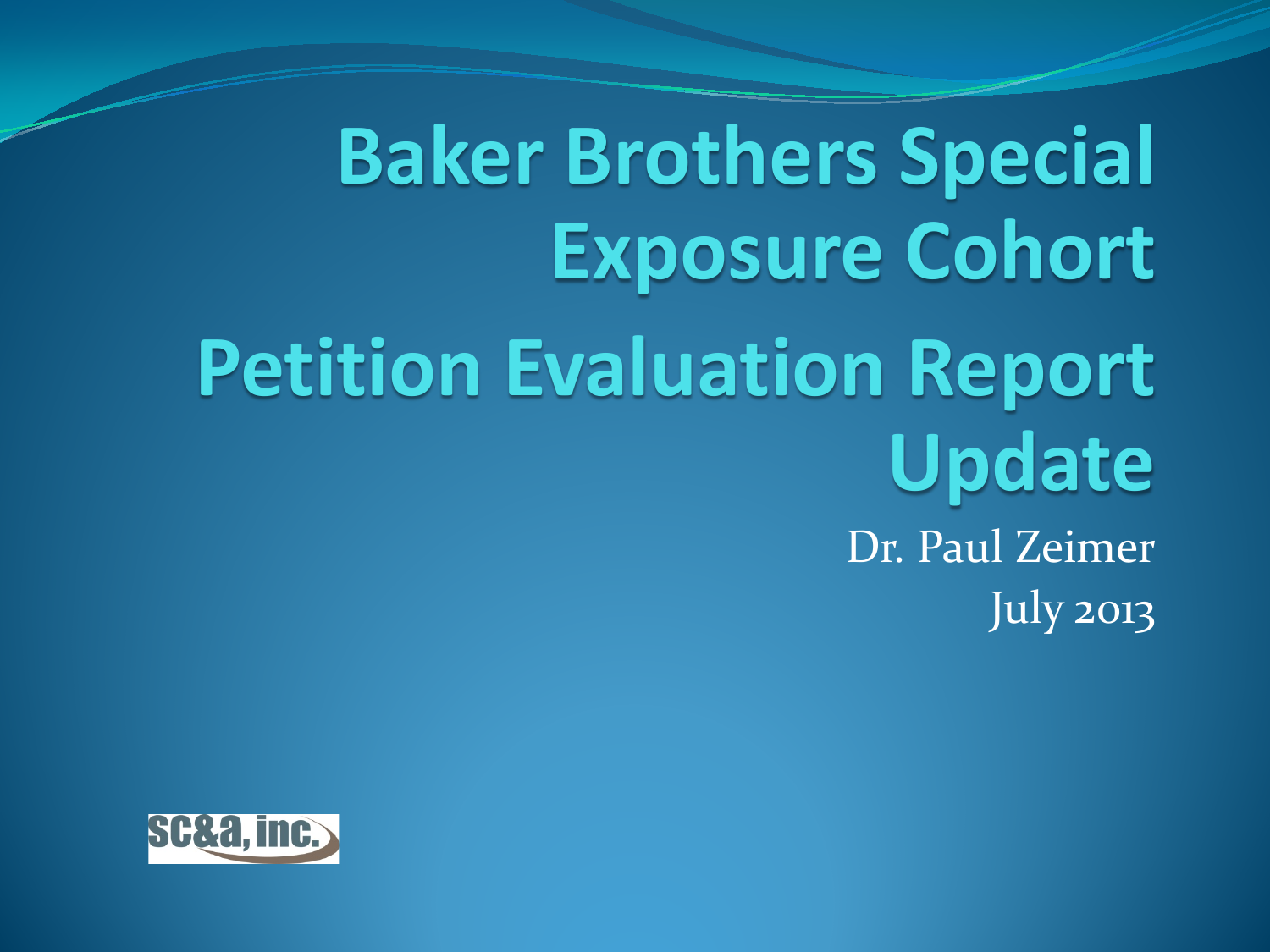# Baker Brothers Special Exposure Cohort

# Petition Evaluation Report Update

Dr. Paul Zeimer

July 2013

SC&A, inc.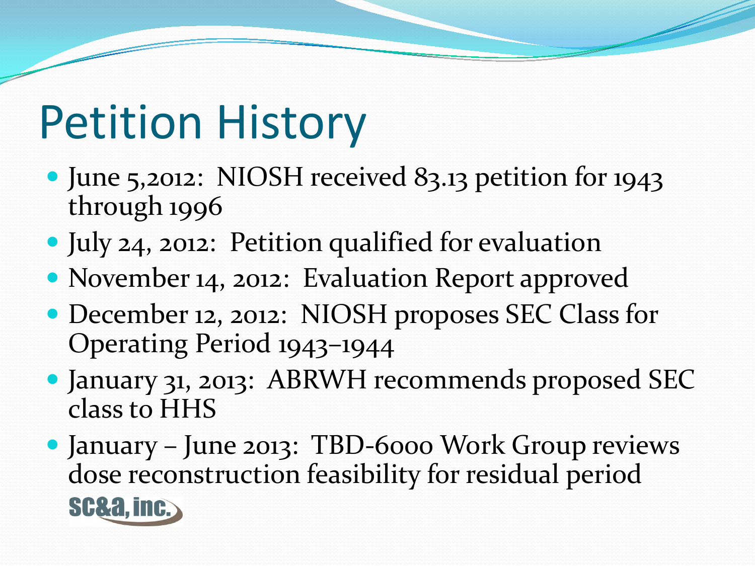# Petition History

- June 5,2012: NIOSH received 83.13 petition for 1943 through 1996
- July 24, 2012: Petition qualified for evaluation
- November 14, 2012: Evaluation Report approved
- December 12, 2012: NIOSH proposes SEC Class for Operating Period 1943–1944
- January 31, 2013: ABRWH recommends proposed SEC class to HHS
- January – June 2013: TBD-6000 Work Group reviews dose reconstruction feasibility for residual period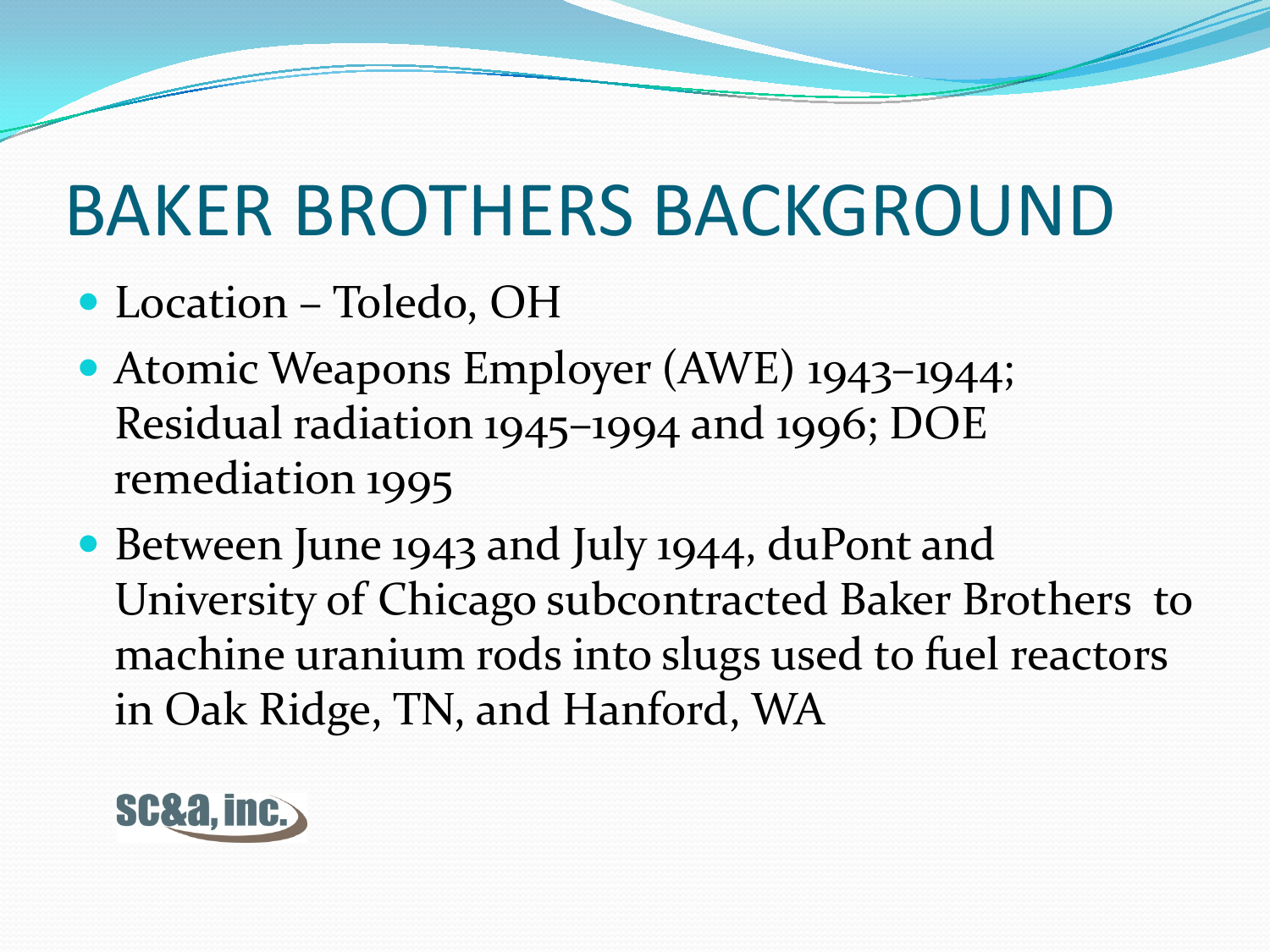# BAKER BROTHERS BACKGROUND

- Location – Toledo, OH
- Atomic Weapons Employer (AWE) 1943–1944; Residual radiation 1945–1994 and 1996; DOE remediation 1995
- Between June 1943 and July 1944, duPont and University of Chicago subcontracted Baker Brothers to machine uranium rods into slugs used to fuel reactors in Oak Ridge, TN, and Hanford, WA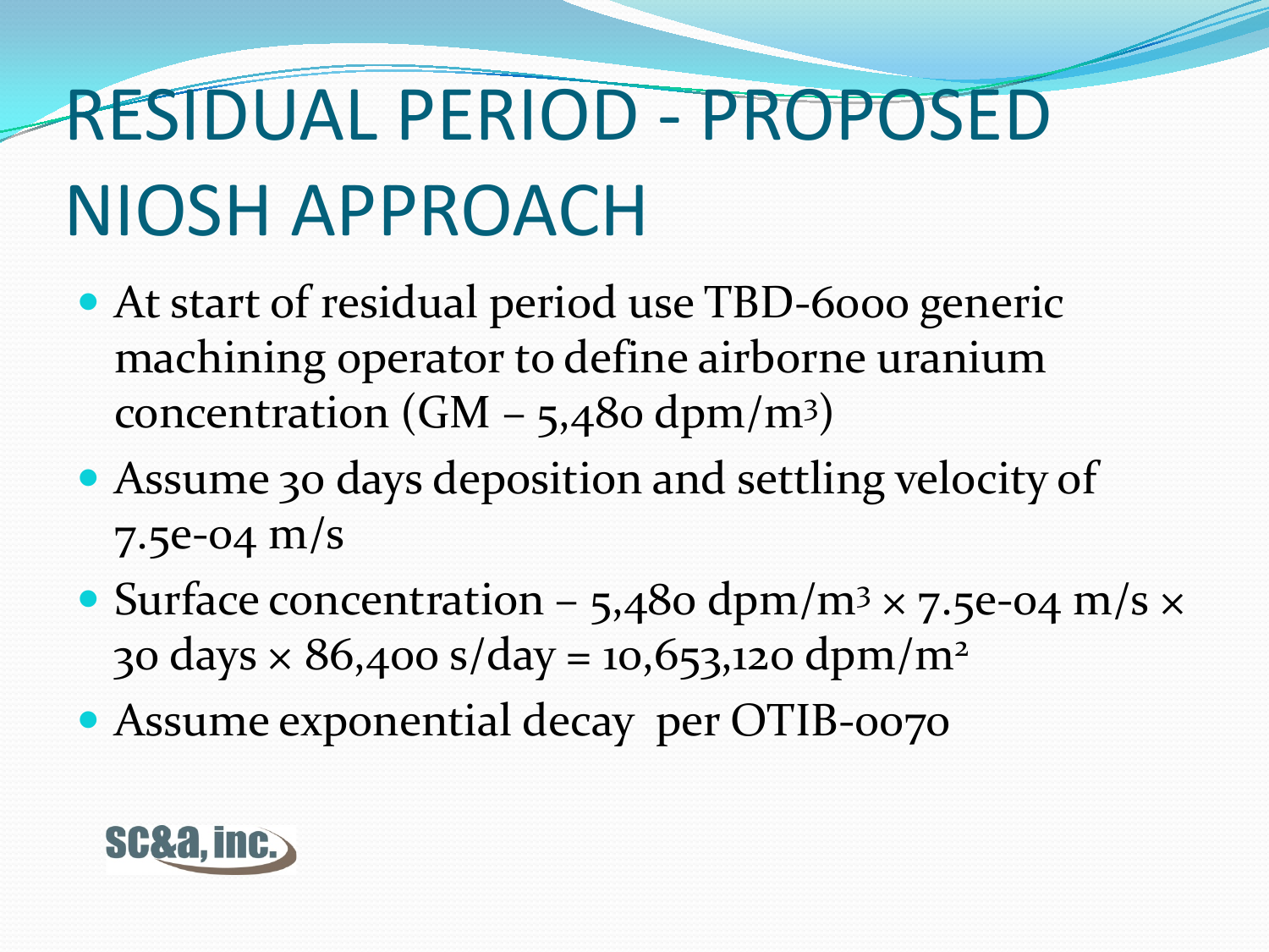# RESIDUAL PERIOD - PROPOSED NIOSH APPROACH

- At start of residual period use TBD-6000 generic machining operator to define airborne uranium concentration (GM – 5,480 dpm/$m^3$)
- Assume 30 days deposition and settling velocity of 7.5e-04 m/s
- Surface concentration – 5,480 dpm/$m^3$ × 7.5e-04 m/s × 30 days × 86,400 s/day = 10,653,120 dpm/$m^2$
- Assume exponential decay per OTIB-0070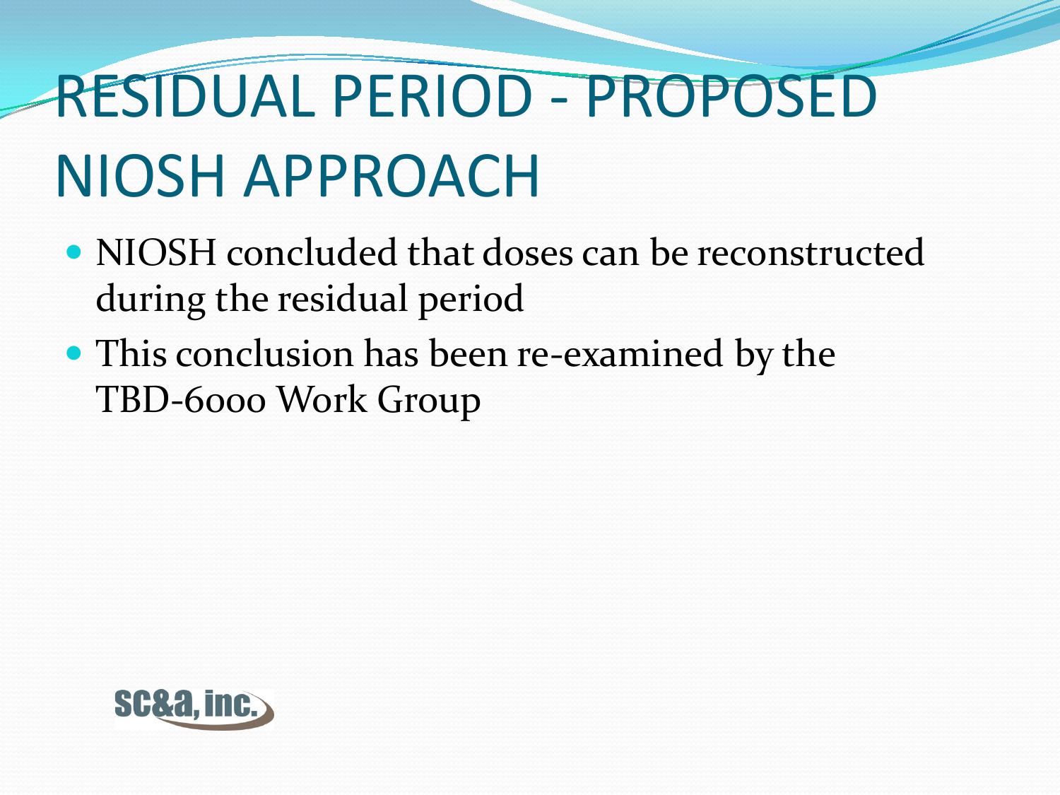# RESIDUAL PERIOD - PROPOSED NIOSH APPROACH

- NIOSH concluded that doses can be reconstructed during the residual period
- This conclusion has been re-examined by the TBD-6000 Work Group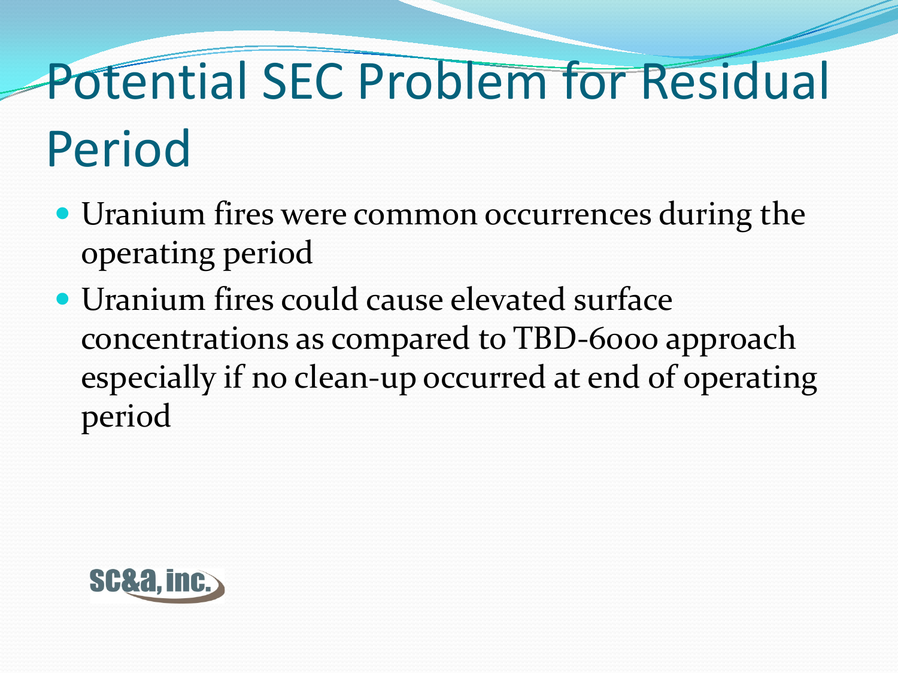# Potential SEC Problem for Residual Period

- Uranium fires were common occurrences during the operating period
- Uranium fires could cause elevated surface concentrations as compared to TBD-6000 approach especially if no clean-up occurred at end of operating period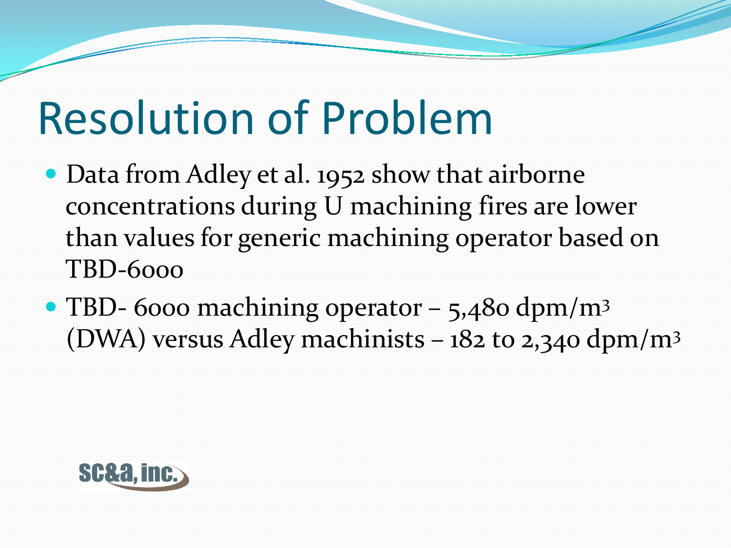# Resolution of Problem

- Data from Adley et al. 1952 show that airborne concentrations during U machining fires are lower than values for generic machining operator based on TBD-6000
- TBD- 6000 machining operator – 5,480 dpm/$m^3$ (DWA) versus Adley machinists – 182 to 2,340 dpm/$m^3$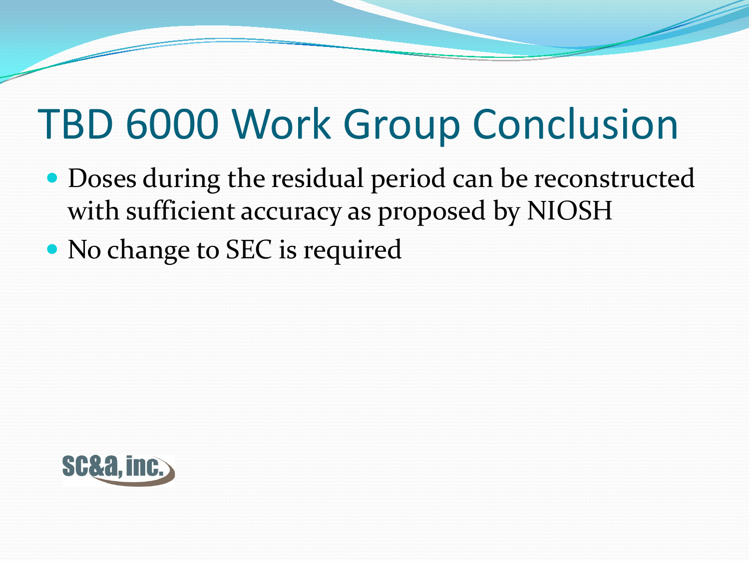# TBD 6000 Work Group Conclusion

- Doses during the residual period can be reconstructed with sufficient accuracy as proposed by NIOSH
- No change to SEC is required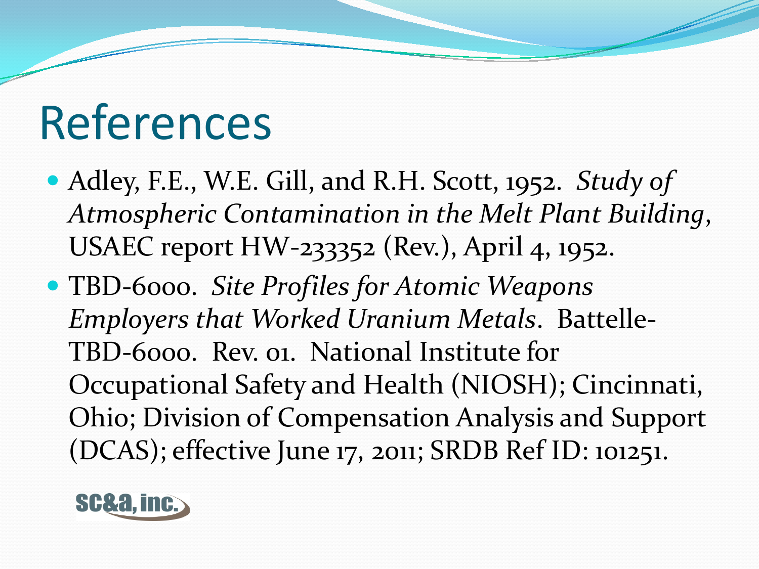# References

- Adley, F.E., W.E. Gill, and R.H. Scott, 1952. *Study of Atmospheric Contamination in the Melt Plant Building*, USAEC report HW-233352 (Rev.), April 4, 1952.
- TBD-6000. *Site Profiles for Atomic Weapons Employers that Worked Uranium Metals*. Battelle-TBD-6000. Rev. 01. National Institute for Occupational Safety and Health (NIOSH); Cincinnati, Ohio; Division of Compensation Analysis and Support (DCAS); effective June 17, 2011; SRDB Ref ID: 101251.

SC&A, inc.